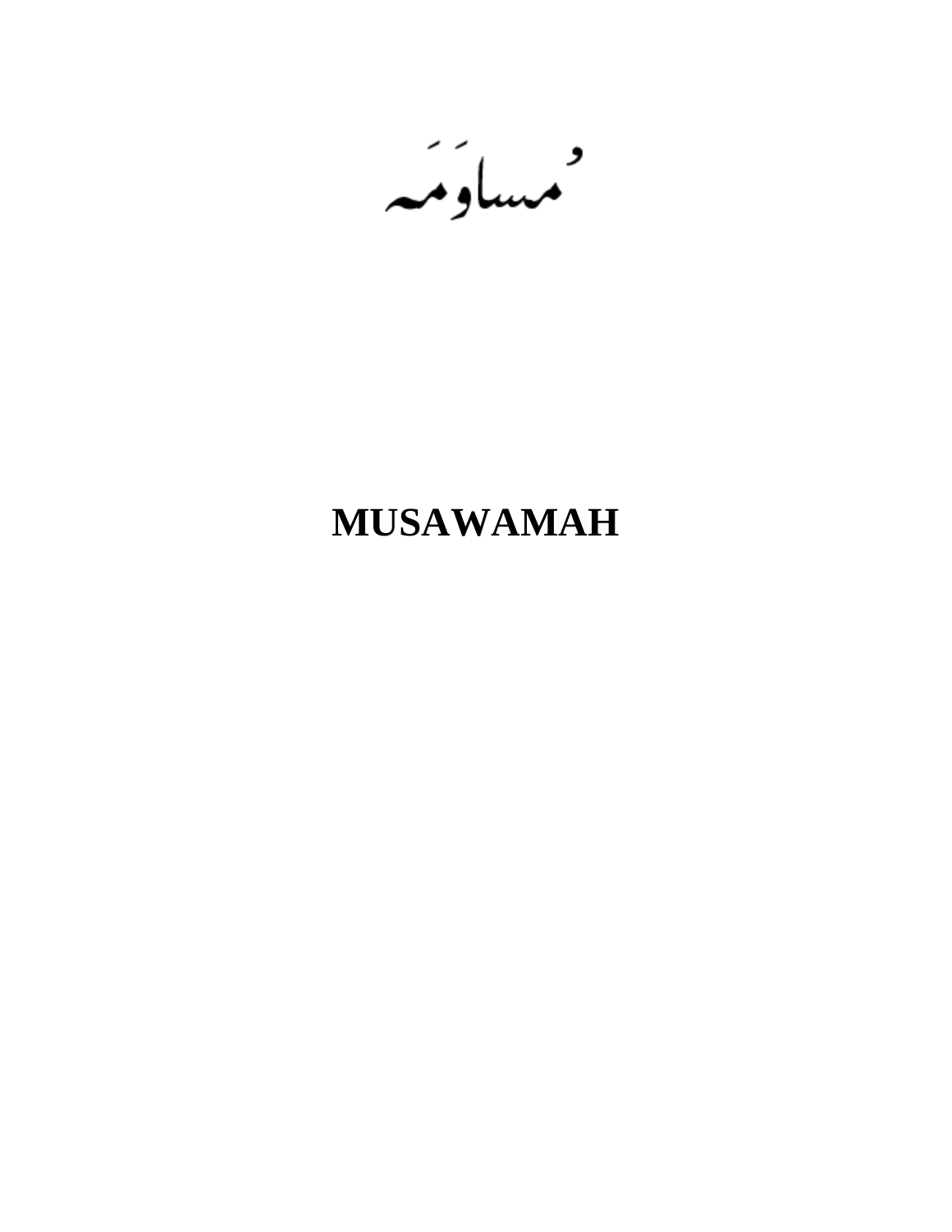مُسَاوَمَہ

# MUSAWAMAH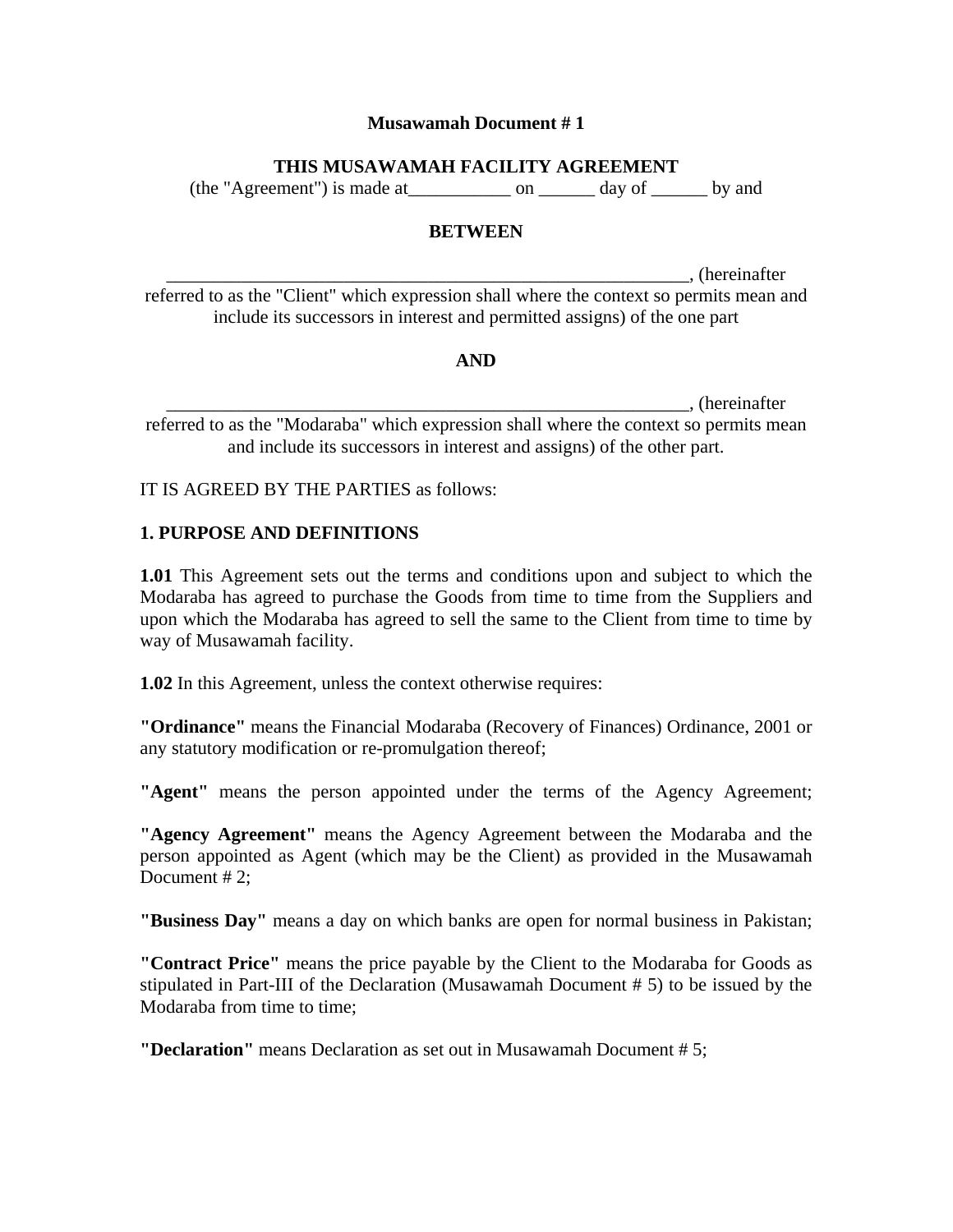**Musawamah Document # 1**

**THIS MUSAWAMAH FACILITY AGREEMENT**

(the "Agreement") is made at___________ on ______ day of ______ by and

**BETWEEN**

___________________________________________________________, (hereinafter referred to as the "Client" which expression shall where the context so permits mean and include its successors in interest and permitted assigns) of the one part

**AND**

___________________________________________________________, (hereinafter referred to as the "Modaraba" which expression shall where the context so permits mean and include its successors in interest and assigns) of the other part.

IT IS AGREED BY THE PARTIES as follows:

**1. PURPOSE AND DEFINITIONS**

**1.01** This Agreement sets out the terms and conditions upon and subject to which the Modaraba has agreed to purchase the Goods from time to time from the Suppliers and upon which the Modaraba has agreed to sell the same to the Client from time to time by way of Musawamah facility.

**1.02** In this Agreement, unless the context otherwise requires:

**"Ordinance"** means the Financial Modaraba (Recovery of Finances) Ordinance, 2001 or any statutory modification or re-promulgation thereof;

**"Agent"** means the person appointed under the terms of the Agency Agreement;

**"Agency Agreement"** means the Agency Agreement between the Modaraba and the person appointed as Agent (which may be the Client) as provided in the Musawamah Document # 2;

**"Business Day"** means a day on which banks are open for normal business in Pakistan;

**"Contract Price"** means the price payable by the Client to the Modaraba for Goods as stipulated in Part-III of the Declaration (Musawamah Document # 5) to be issued by the Modaraba from time to time;

**"Declaration"** means Declaration as set out in Musawamah Document # 5;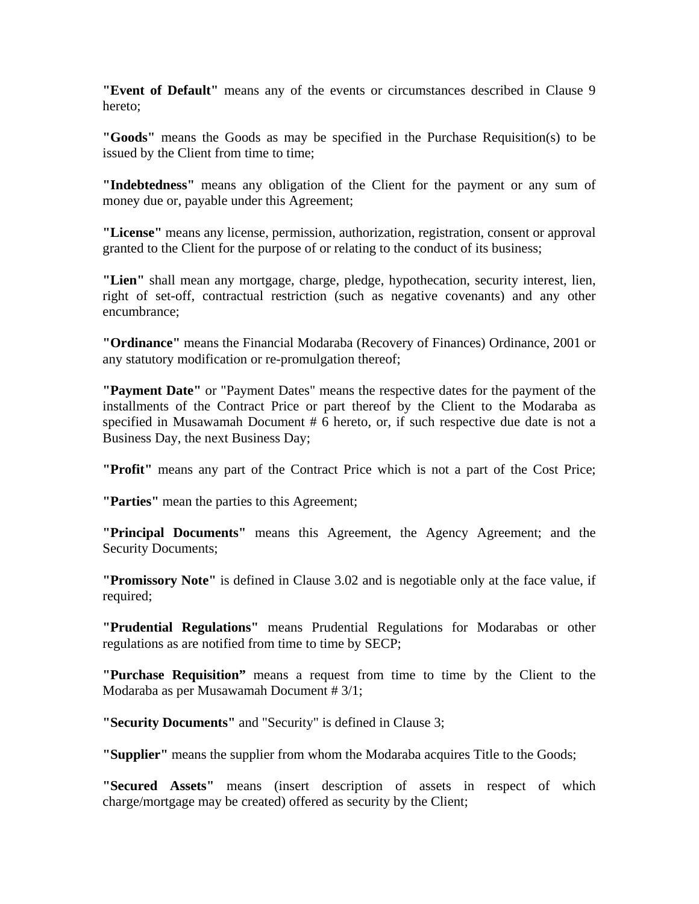**"Event of Default"** means any of the events or circumstances described in Clause 9 hereto;

**"Goods"** means the Goods as may be specified in the Purchase Requisition(s) to be issued by the Client from time to time;

**"Indebtedness"** means any obligation of the Client for the payment or any sum of money due or, payable under this Agreement;

**"License"** means any license, permission, authorization, registration, consent or approval granted to the Client for the purpose of or relating to the conduct of its business;

**"Lien"** shall mean any mortgage, charge, pledge, hypothecation, security interest, lien, right of set-off, contractual restriction (such as negative covenants) and any other encumbrance;

**"Ordinance"** means the Financial Modaraba (Recovery of Finances) Ordinance, 2001 or any statutory modification or re-promulgation thereof;

**"Payment Date"** or "Payment Dates" means the respective dates for the payment of the installments of the Contract Price or part thereof by the Client to the Modaraba as specified in Musawamah Document # 6 hereto, or, if such respective due date is not a Business Day, the next Business Day;

**"Profit"** means any part of the Contract Price which is not a part of the Cost Price;

**"Parties"** mean the parties to this Agreement;

**"Principal Documents"** means this Agreement, the Agency Agreement; and the Security Documents;

**"Promissory Note"** is defined in Clause 3.02 and is negotiable only at the face value, if required;

**"Prudential Regulations"** means Prudential Regulations for Modarabas or other regulations as are notified from time to time by SECP;

**"Purchase Requisition"** means a request from time to time by the Client to the Modaraba as per Musawamah Document # 3/1;

**"Security Documents"** and "Security" is defined in Clause 3;

**"Supplier"** means the supplier from whom the Modaraba acquires Title to the Goods;

**"Secured Assets"** means (insert description of assets in respect of which charge/mortgage may be created) offered as security by the Client;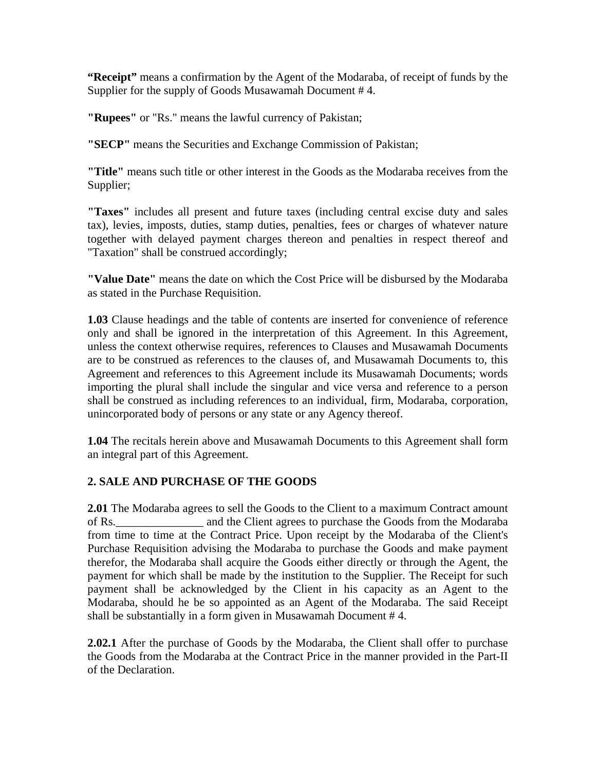**“Receipt”** means a confirmation by the Agent of the Modaraba, of receipt of funds by the Supplier for the supply of Goods Musawamah Document # 4.

**"Rupees"** or "Rs." means the lawful currency of Pakistan;

**"SECP"** means the Securities and Exchange Commission of Pakistan;

**"Title"** means such title or other interest in the Goods as the Modaraba receives from the Supplier;

**"Taxes"** includes all present and future taxes (including central excise duty and sales tax), levies, imposts, duties, stamp duties, penalties, fees or charges of whatever nature together with delayed payment charges thereon and penalties in respect thereof and "Taxation" shall be construed accordingly;

**"Value Date"** means the date on which the Cost Price will be disbursed by the Modaraba as stated in the Purchase Requisition.

**1.03** Clause headings and the table of contents are inserted for convenience of reference only and shall be ignored in the interpretation of this Agreement. In this Agreement, unless the context otherwise requires, references to Clauses and Musawamah Documents are to be construed as references to the clauses of, and Musawamah Documents to, this Agreement and references to this Agreement include its Musawamah Documents; words importing the plural shall include the singular and vice versa and reference to a person shall be construed as including references to an individual, firm, Modaraba, corporation, unincorporated body of persons or any state or any Agency thereof.

**1.04** The recitals herein above and Musawamah Documents to this Agreement shall form an integral part of this Agreement.

## 2. SALE AND PURCHASE OF THE GOODS

**2.01** The Modaraba agrees to sell the Goods to the Client to a maximum Contract amount of Rs.______________ and the Client agrees to purchase the Goods from the Modaraba from time to time at the Contract Price. Upon receipt by the Modaraba of the Client's Purchase Requisition advising the Modaraba to purchase the Goods and make payment therefor, the Modaraba shall acquire the Goods either directly or through the Agent, the payment for which shall be made by the institution to the Supplier. The Receipt for such payment shall be acknowledged by the Client in his capacity as an Agent to the Modaraba, should he be so appointed as an Agent of the Modaraba. The said Receipt shall be substantially in a form given in Musawamah Document # 4.

**2.02.1** After the purchase of Goods by the Modaraba, the Client shall offer to purchase the Goods from the Modaraba at the Contract Price in the manner provided in the Part-II of the Declaration.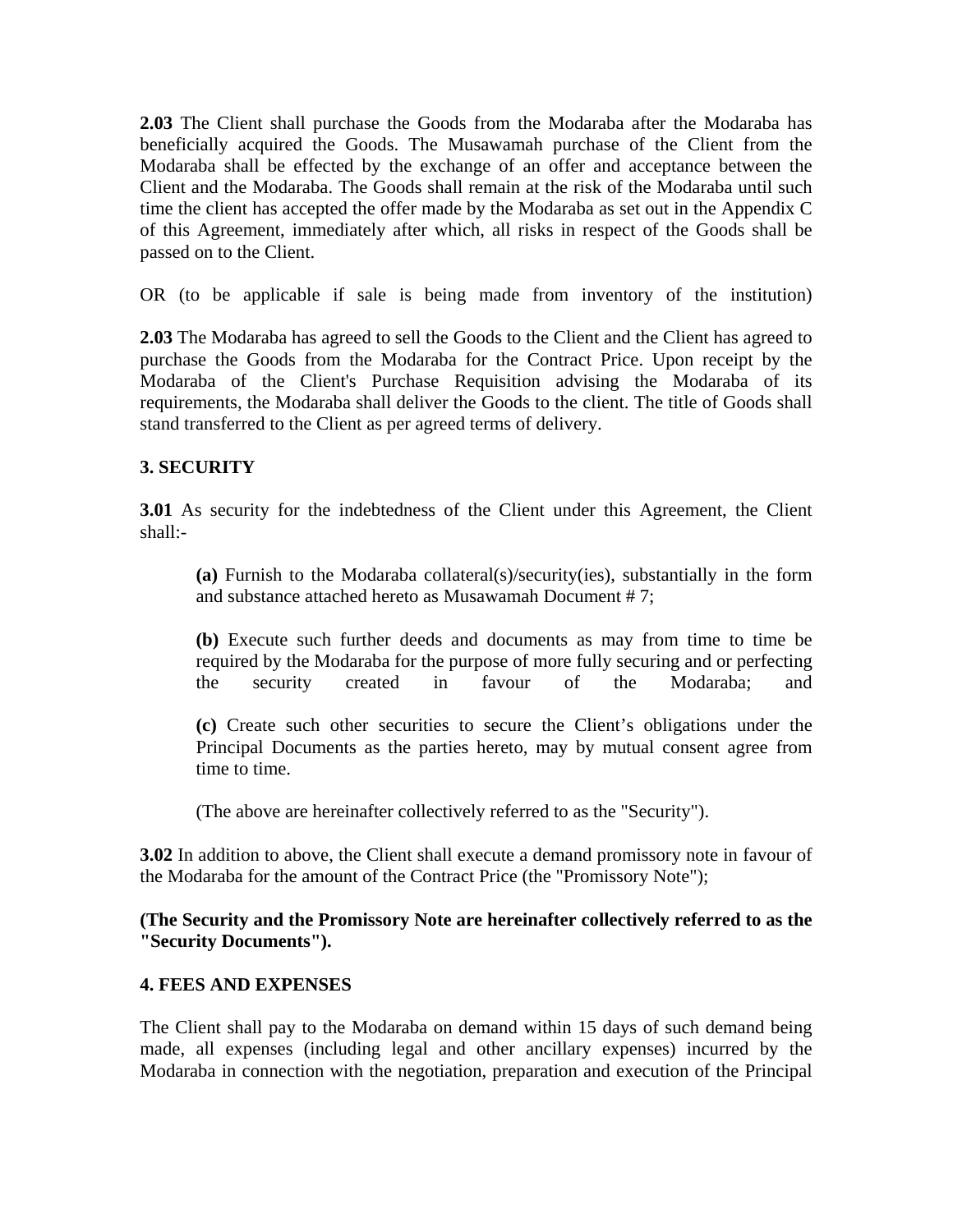**2.03** The Client shall purchase the Goods from the Modaraba after the Modaraba has beneficially acquired the Goods. The Musawamah purchase of the Client from the Modaraba shall be effected by the exchange of an offer and acceptance between the Client and the Modaraba. The Goods shall remain at the risk of the Modaraba until such time the client has accepted the offer made by the Modaraba as set out in the Appendix C of this Agreement, immediately after which, all risks in respect of the Goods shall be passed on to the Client.

OR (to be applicable if sale is being made from inventory of the institution)

**2.03** The Modaraba has agreed to sell the Goods to the Client and the Client has agreed to purchase the Goods from the Modaraba for the Contract Price. Upon receipt by the Modaraba of the Client's Purchase Requisition advising the Modaraba of its requirements, the Modaraba shall deliver the Goods to the client. The title of Goods shall stand transferred to the Client as per agreed terms of delivery.

## 3. SECURITY

**3.01** As security for the indebtedness of the Client under this Agreement, the Client shall:-

> **(a)** Furnish to the Modaraba collateral(s)/security(ies), substantially in the form and substance attached hereto as Musawamah Document # 7;
>
> **(b)** Execute such further deeds and documents as may from time to time be required by the Modaraba for the purpose of more fully securing and or perfecting the security created in favour of the Modaraba; and
>
> **(c)** Create such other securities to secure the Client's obligations under the Principal Documents as the parties hereto, may by mutual consent agree from time to time.
>
> (The above are hereinafter collectively referred to as the "Security").

**3.02** In addition to above, the Client shall execute a demand promissory note in favour of the Modaraba for the amount of the Contract Price (the "Promissory Note");

**(The Security and the Promissory Note are hereinafter collectively referred to as the "Security Documents").**

## 4. FEES AND EXPENSES

The Client shall pay to the Modaraba on demand within 15 days of such demand being made, all expenses (including legal and other ancillary expenses) incurred by the Modaraba in connection with the negotiation, preparation and execution of the Principal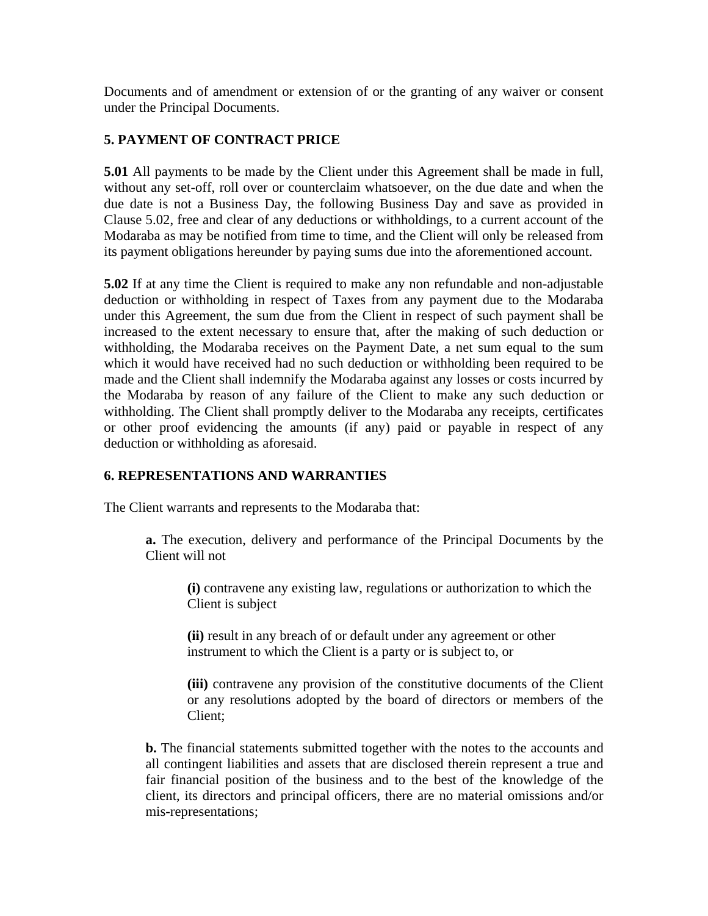Documents and of amendment or extension of or the granting of any waiver or consent under the Principal Documents.

## 5. PAYMENT OF CONTRACT PRICE

**5.01** All payments to be made by the Client under this Agreement shall be made in full, without any set-off, roll over or counterclaim whatsoever, on the due date and when the due date is not a Business Day, the following Business Day and save as provided in Clause 5.02, free and clear of any deductions or withholdings, to a current account of the Modaraba as may be notified from time to time, and the Client will only be released from its payment obligations hereunder by paying sums due into the aforementioned account.

**5.02** If at any time the Client is required to make any non refundable and non-adjustable deduction or withholding in respect of Taxes from any payment due to the Modaraba under this Agreement, the sum due from the Client in respect of such payment shall be increased to the extent necessary to ensure that, after the making of such deduction or withholding, the Modaraba receives on the Payment Date, a net sum equal to the sum which it would have received had no such deduction or withholding been required to be made and the Client shall indemnify the Modaraba against any losses or costs incurred by the Modaraba by reason of any failure of the Client to make any such deduction or withholding. The Client shall promptly deliver to the Modaraba any receipts, certificates or other proof evidencing the amounts (if any) paid or payable in respect of any deduction or withholding as aforesaid.

## 6. REPRESENTATIONS AND WARRANTIES

The Client warrants and represents to the Modaraba that:

**a.** The execution, delivery and performance of the Principal Documents by the Client will not

> **(i)** contravene any existing law, regulations or authorization to which the Client is subject
>
> **(ii)** result in any breach of or default under any agreement or other instrument to which the Client is a party or is subject to, or
>
> **(iii)** contravene any provision of the constitutive documents of the Client or any resolutions adopted by the board of directors or members of the Client;

**b.** The financial statements submitted together with the notes to the accounts and all contingent liabilities and assets that are disclosed therein represent a true and fair financial position of the business and to the best of the knowledge of the client, its directors and principal officers, there are no material omissions and/or mis-representations;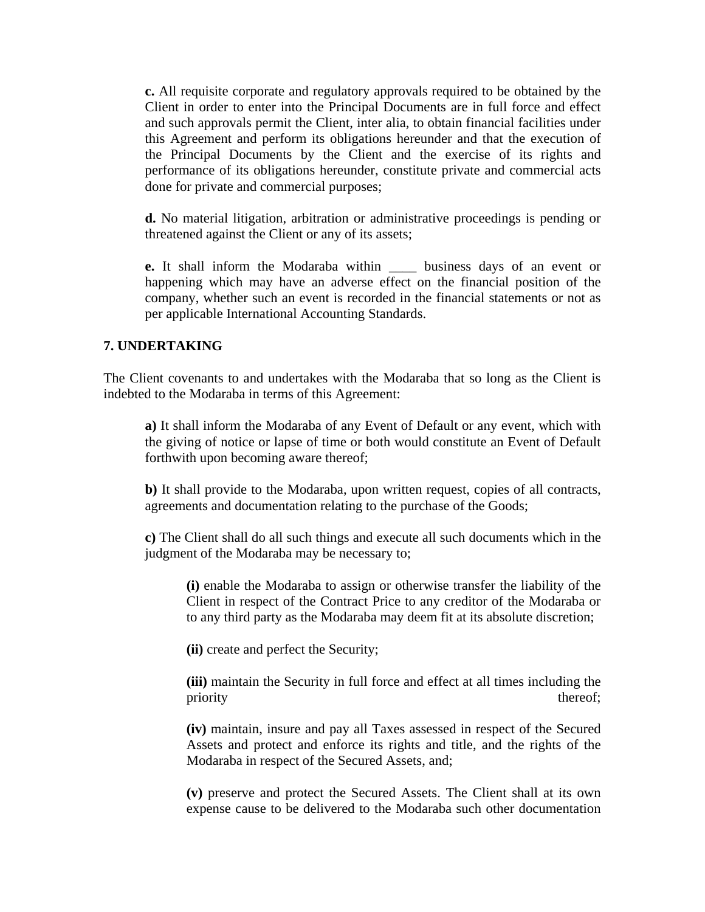**c.** All requisite corporate and regulatory approvals required to be obtained by the Client in order to enter into the Principal Documents are in full force and effect and such approvals permit the Client, inter alia, to obtain financial facilities under this Agreement and perform its obligations hereunder and that the execution of the Principal Documents by the Client and the exercise of its rights and performance of its obligations hereunder, constitute private and commercial acts done for private and commercial purposes;

**d.** No material litigation, arbitration or administrative proceedings is pending or threatened against the Client or any of its assets;

**e.** It shall inform the Modaraba within ____ business days of an event or happening which may have an adverse effect on the financial position of the company, whether such an event is recorded in the financial statements or not as per applicable International Accounting Standards.

**7. UNDERTAKING**

The Client covenants to and undertakes with the Modaraba that so long as the Client is indebted to the Modaraba in terms of this Agreement:

**a)** It shall inform the Modaraba of any Event of Default or any event, which with the giving of notice or lapse of time or both would constitute an Event of Default forthwith upon becoming aware thereof;

**b)** It shall provide to the Modaraba, upon written request, copies of all contracts, agreements and documentation relating to the purchase of the Goods;

**c)** The Client shall do all such things and execute all such documents which in the judgment of the Modaraba may be necessary to;

**(i)** enable the Modaraba to assign or otherwise transfer the liability of the Client in respect of the Contract Price to any creditor of the Modaraba or to any third party as the Modaraba may deem fit at its absolute discretion;

**(ii)** create and perfect the Security;

**(iii)** maintain the Security in full force and effect at all times including the priority thereof;

**(iv)** maintain, insure and pay all Taxes assessed in respect of the Secured Assets and protect and enforce its rights and title, and the rights of the Modaraba in respect of the Secured Assets, and;

**(v)** preserve and protect the Secured Assets. The Client shall at its own expense cause to be delivered to the Modaraba such other documentation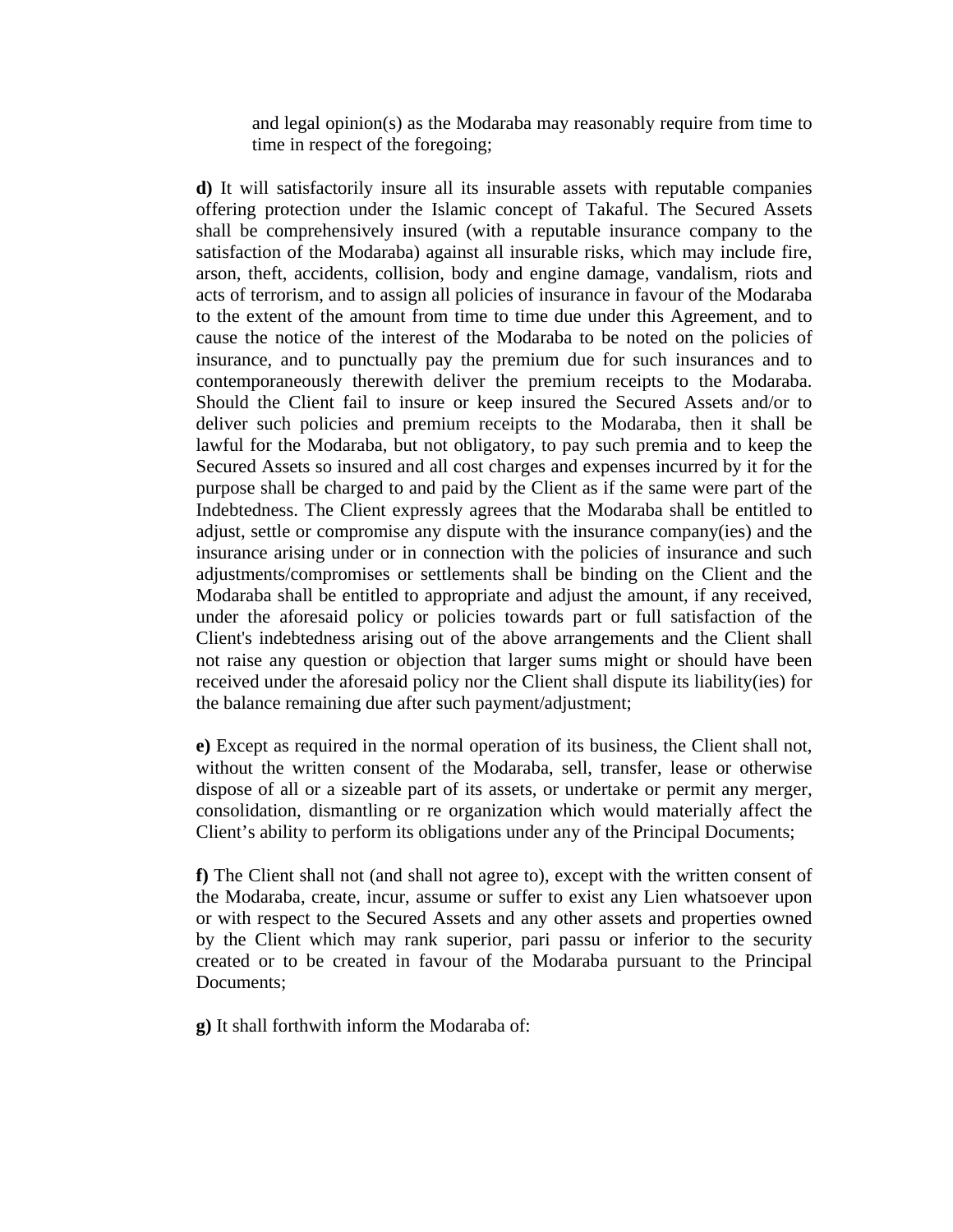and legal opinion(s) as the Modaraba may reasonably require from time to time in respect of the foregoing;

**d)** It will satisfactorily insure all its insurable assets with reputable companies offering protection under the Islamic concept of Takaful. The Secured Assets shall be comprehensively insured (with a reputable insurance company to the satisfaction of the Modaraba) against all insurable risks, which may include fire, arson, theft, accidents, collision, body and engine damage, vandalism, riots and acts of terrorism, and to assign all policies of insurance in favour of the Modaraba to the extent of the amount from time to time due under this Agreement, and to cause the notice of the interest of the Modaraba to be noted on the policies of insurance, and to punctually pay the premium due for such insurances and to contemporaneously therewith deliver the premium receipts to the Modaraba. Should the Client fail to insure or keep insured the Secured Assets and/or to deliver such policies and premium receipts to the Modaraba, then it shall be lawful for the Modaraba, but not obligatory, to pay such premia and to keep the Secured Assets so insured and all cost charges and expenses incurred by it for the purpose shall be charged to and paid by the Client as if the same were part of the Indebtedness. The Client expressly agrees that the Modaraba shall be entitled to adjust, settle or compromise any dispute with the insurance company(ies) and the insurance arising under or in connection with the policies of insurance and such adjustments/compromises or settlements shall be binding on the Client and the Modaraba shall be entitled to appropriate and adjust the amount, if any received, under the aforesaid policy or policies towards part or full satisfaction of the Client's indebtedness arising out of the above arrangements and the Client shall not raise any question or objection that larger sums might or should have been received under the aforesaid policy nor the Client shall dispute its liability(ies) for the balance remaining due after such payment/adjustment;

**e)** Except as required in the normal operation of its business, the Client shall not, without the written consent of the Modaraba, sell, transfer, lease or otherwise dispose of all or a sizeable part of its assets, or undertake or permit any merger, consolidation, dismantling or re organization which would materially affect the Client's ability to perform its obligations under any of the Principal Documents;

**f)** The Client shall not (and shall not agree to), except with the written consent of the Modaraba, create, incur, assume or suffer to exist any Lien whatsoever upon or with respect to the Secured Assets and any other assets and properties owned by the Client which may rank superior, pari passu or inferior to the security created or to be created in favour of the Modaraba pursuant to the Principal Documents;

**g)** It shall forthwith inform the Modaraba of: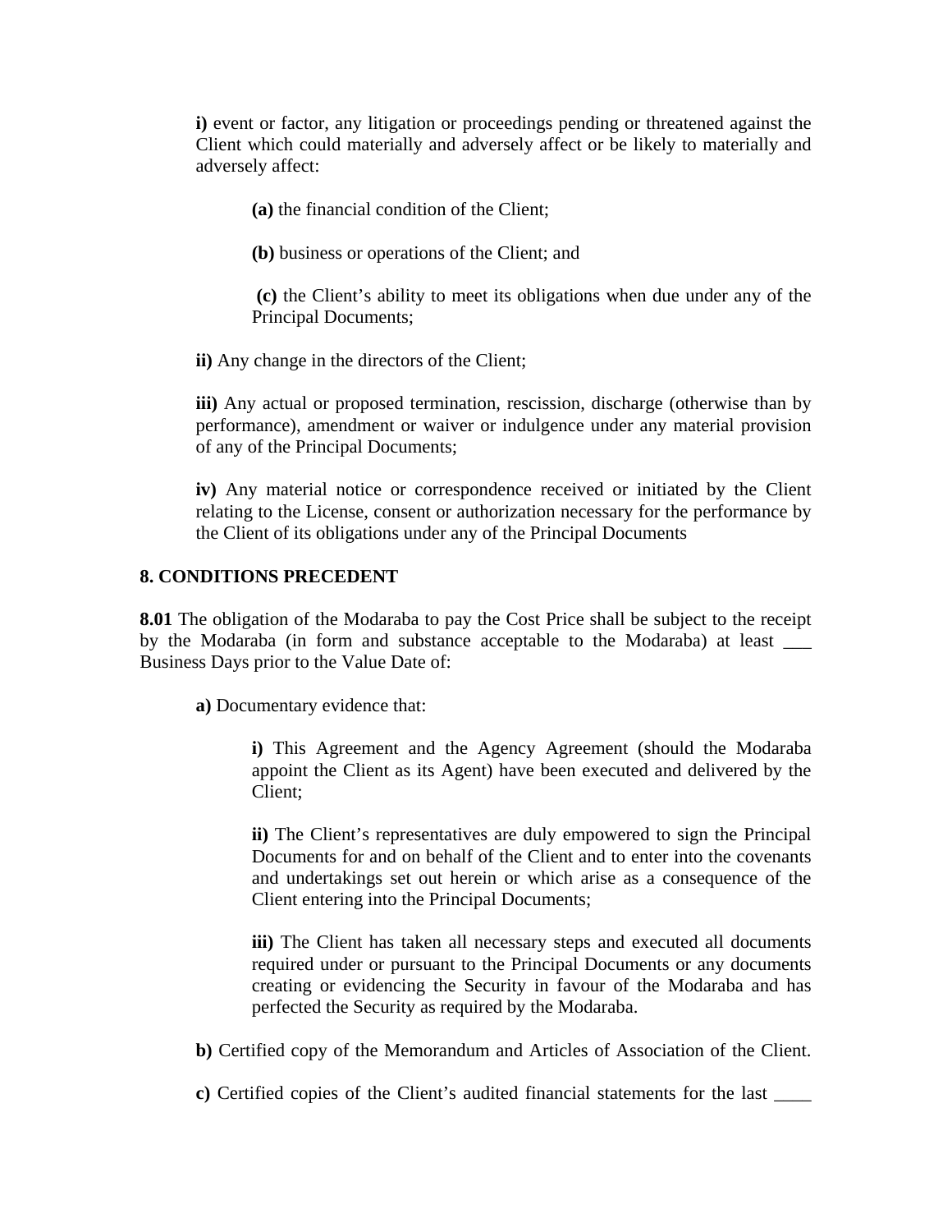**i)** event or factor, any litigation or proceedings pending or threatened against the Client which could materially and adversely affect or be likely to materially and adversely affect:

**(a)** the financial condition of the Client;

**(b)** business or operations of the Client; and

**(c)** the Client's ability to meet its obligations when due under any of the Principal Documents;

**ii)** Any change in the directors of the Client;

**iii)** Any actual or proposed termination, rescission, discharge (otherwise than by performance), amendment or waiver or indulgence under any material provision of any of the Principal Documents;

**iv)** Any material notice or correspondence received or initiated by the Client relating to the License, consent or authorization necessary for the performance by the Client of its obligations under any of the Principal Documents

**8. CONDITIONS PRECEDENT**

**8.01** The obligation of the Modaraba to pay the Cost Price shall be subject to the receipt by the Modaraba (in form and substance acceptable to the Modaraba) at least ___ Business Days prior to the Value Date of:

**a)** Documentary evidence that:

**i)** This Agreement and the Agency Agreement (should the Modaraba appoint the Client as its Agent) have been executed and delivered by the Client;

**ii)** The Client's representatives are duly empowered to sign the Principal Documents for and on behalf of the Client and to enter into the covenants and undertakings set out herein or which arise as a consequence of the Client entering into the Principal Documents;

**iii)** The Client has taken all necessary steps and executed all documents required under or pursuant to the Principal Documents or any documents creating or evidencing the Security in favour of the Modaraba and has perfected the Security as required by the Modaraba.

**b)** Certified copy of the Memorandum and Articles of Association of the Client.

**c)** Certified copies of the Client's audited financial statements for the last ____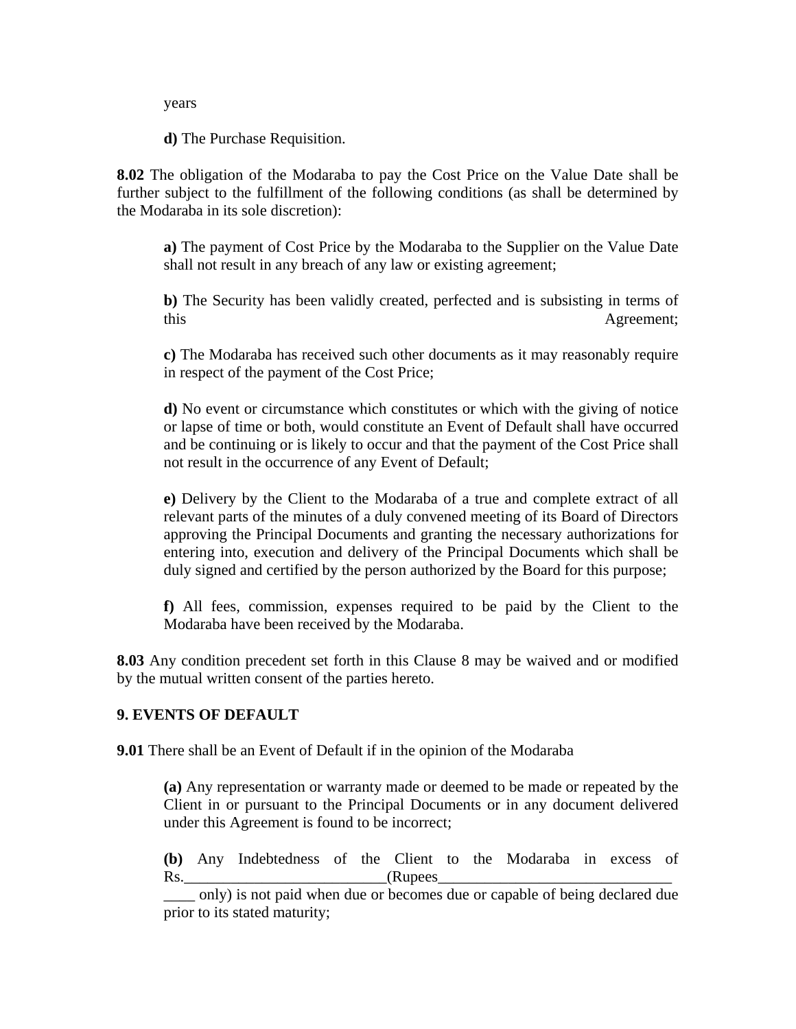years

**d)** The Purchase Requisition.

**8.02** The obligation of the Modaraba to pay the Cost Price on the Value Date shall be further subject to the fulfillment of the following conditions (as shall be determined by the Modaraba in its sole discretion):

**a)** The payment of Cost Price by the Modaraba to the Supplier on the Value Date shall not result in any breach of any law or existing agreement;

**b)** The Security has been validly created, perfected and is subsisting in terms of this Agreement;

**c)** The Modaraba has received such other documents as it may reasonably require in respect of the payment of the Cost Price;

**d)** No event or circumstance which constitutes or which with the giving of notice or lapse of time or both, would constitute an Event of Default shall have occurred and be continuing or is likely to occur and that the payment of the Cost Price shall not result in the occurrence of any Event of Default;

**e)** Delivery by the Client to the Modaraba of a true and complete extract of all relevant parts of the minutes of a duly convened meeting of its Board of Directors approving the Principal Documents and granting the necessary authorizations for entering into, execution and delivery of the Principal Documents which shall be duly signed and certified by the person authorized by the Board for this purpose;

**f)** All fees, commission, expenses required to be paid by the Client to the Modaraba have been received by the Modaraba.

**8.03** Any condition precedent set forth in this Clause 8 may be waived and or modified by the mutual written consent of the parties hereto.

## 9. EVENTS OF DEFAULT

**9.01** There shall be an Event of Default if in the opinion of the Modaraba

**(a)** Any representation or warranty made or deemed to be made or repeated by the Client in or pursuant to the Principal Documents or in any document delivered under this Agreement is found to be incorrect;

**(b)** Any Indebtedness of the Client to the Modaraba in excess of Rs.__________________________(Rupees______________________________ ____ only) is not paid when due or becomes due or capable of being declared due prior to its stated maturity;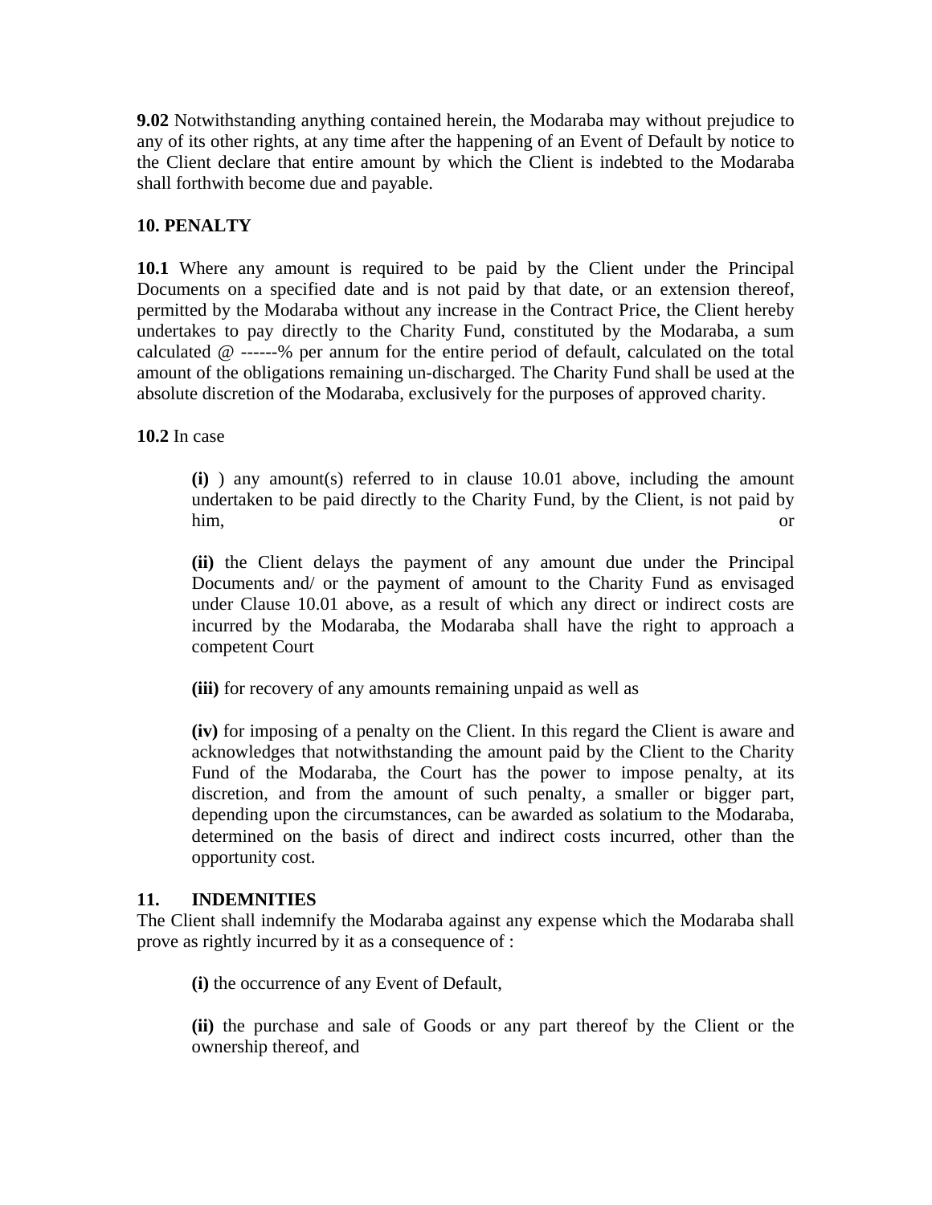**9.02** Notwithstanding anything contained herein, the Modaraba may without prejudice to any of its other rights, at any time after the happening of an Event of Default by notice to the Client declare that entire amount by which the Client is indebted to the Modaraba shall forthwith become due and payable.

**10. PENALTY**

**10.1** Where any amount is required to be paid by the Client under the Principal Documents on a specified date and is not paid by that date, or an extension thereof, permitted by the Modaraba without any increase in the Contract Price, the Client hereby undertakes to pay directly to the Charity Fund, constituted by the Modaraba, a sum calculated @ ------% per annum for the entire period of default, calculated on the total amount of the obligations remaining un-discharged. The Charity Fund shall be used at the absolute discretion of the Modaraba, exclusively for the purposes of approved charity.

**10.2** In case

> **(i)** ) any amount(s) referred to in clause 10.01 above, including the amount undertaken to be paid directly to the Charity Fund, by the Client, is not paid by him, or
>
> **(ii)** the Client delays the payment of any amount due under the Principal Documents and/ or the payment of amount to the Charity Fund as envisaged under Clause 10.01 above, as a result of which any direct or indirect costs are incurred by the Modaraba, the Modaraba shall have the right to approach a competent Court
>
> **(iii)** for recovery of any amounts remaining unpaid as well as
>
> **(iv)** for imposing of a penalty on the Client. In this regard the Client is aware and acknowledges that notwithstanding the amount paid by the Client to the Charity Fund of the Modaraba, the Court has the power to impose penalty, at its discretion, and from the amount of such penalty, a smaller or bigger part, depending upon the circumstances, can be awarded as solatium to the Modaraba, determined on the basis of direct and indirect costs incurred, other than the opportunity cost.

**11. INDEMNITIES**

The Client shall indemnify the Modaraba against any expense which the Modaraba shall prove as rightly incurred by it as a consequence of :

> **(i)** the occurrence of any Event of Default,
>
> **(ii)** the purchase and sale of Goods or any part thereof by the Client or the ownership thereof, and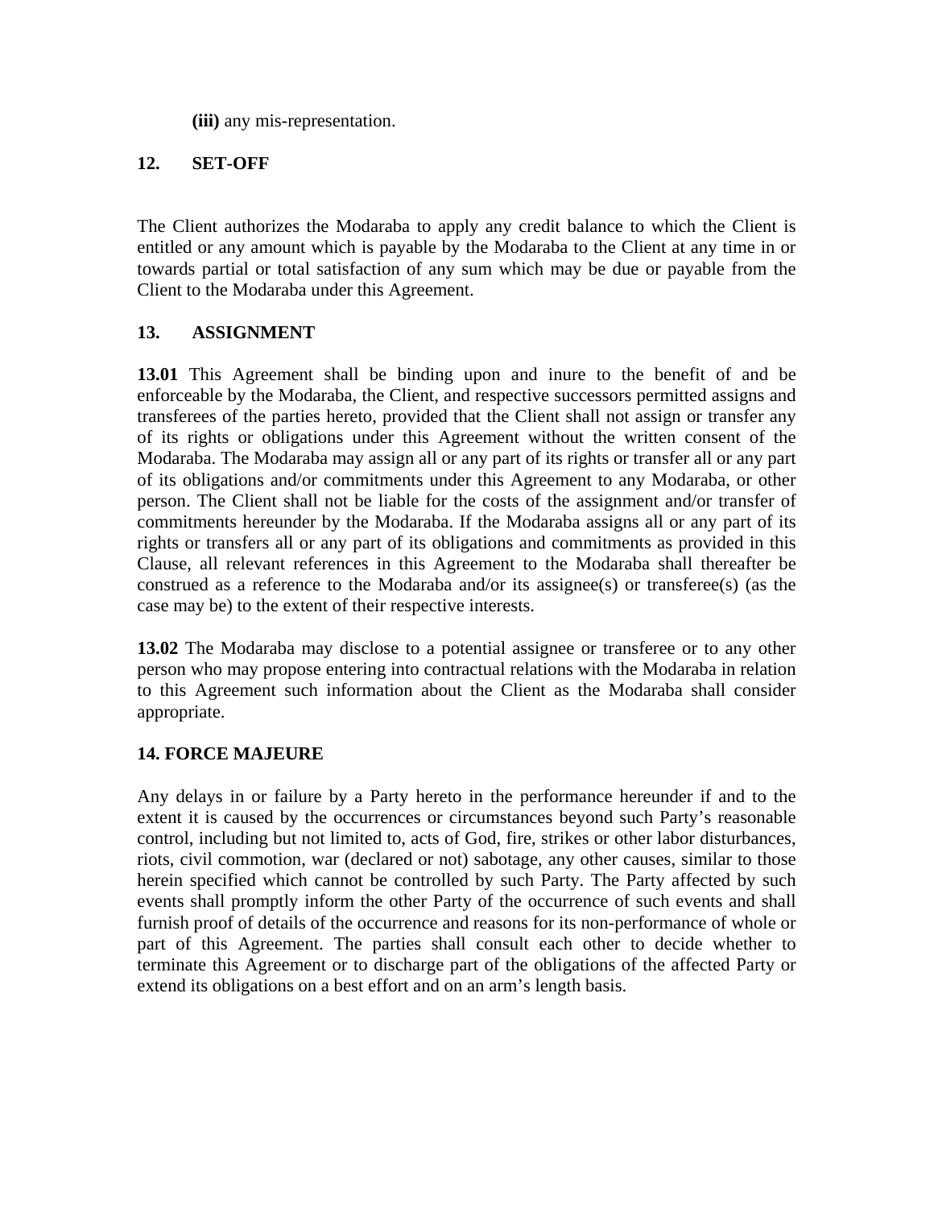**(iii)** any mis-representation.

## 12. SET-OFF

The Client authorizes the Modaraba to apply any credit balance to which the Client is entitled or any amount which is payable by the Modaraba to the Client at any time in or towards partial or total satisfaction of any sum which may be due or payable from the Client to the Modaraba under this Agreement.

## 13. ASSIGNMENT

**13.01** This Agreement shall be binding upon and inure to the benefit of and be enforceable by the Modaraba, the Client, and respective successors permitted assigns and transferees of the parties hereto, provided that the Client shall not assign or transfer any of its rights or obligations under this Agreement without the written consent of the Modaraba. The Modaraba may assign all or any part of its rights or transfer all or any part of its obligations and/or commitments under this Agreement to any Modaraba, or other person. The Client shall not be liable for the costs of the assignment and/or transfer of commitments hereunder by the Modaraba. If the Modaraba assigns all or any part of its rights or transfers all or any part of its obligations and commitments as provided in this Clause, all relevant references in this Agreement to the Modaraba shall thereafter be construed as a reference to the Modaraba and/or its assignee(s) or transferee(s) (as the case may be) to the extent of their respective interests.

**13.02** The Modaraba may disclose to a potential assignee or transferee or to any other person who may propose entering into contractual relations with the Modaraba in relation to this Agreement such information about the Client as the Modaraba shall consider appropriate.

## 14. FORCE MAJEURE

Any delays in or failure by a Party hereto in the performance hereunder if and to the extent it is caused by the occurrences or circumstances beyond such Party's reasonable control, including but not limited to, acts of God, fire, strikes or other labor disturbances, riots, civil commotion, war (declared or not) sabotage, any other causes, similar to those herein specified which cannot be controlled by such Party. The Party affected by such events shall promptly inform the other Party of the occurrence of such events and shall furnish proof of details of the occurrence and reasons for its non-performance of whole or part of this Agreement. The parties shall consult each other to decide whether to terminate this Agreement or to discharge part of the obligations of the affected Party or extend its obligations on a best effort and on an arm's length basis.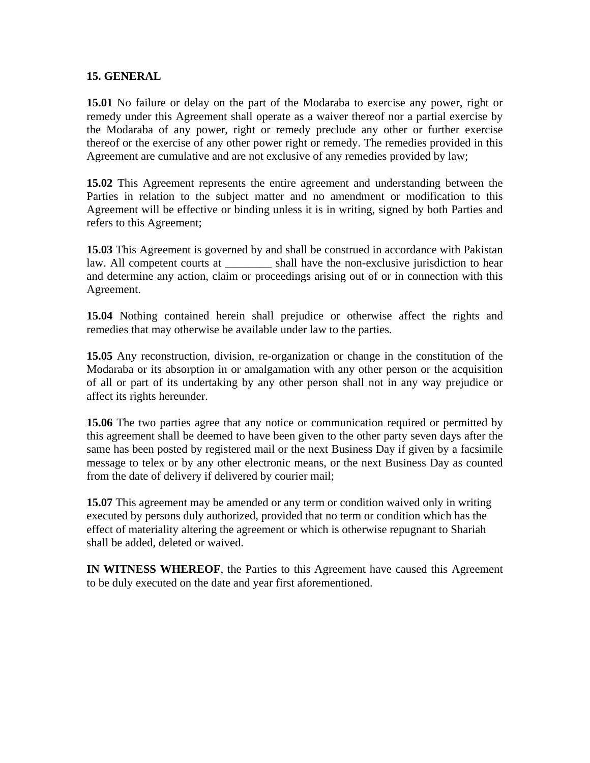**15. GENERAL**

**15.01** No failure or delay on the part of the Modaraba to exercise any power, right or remedy under this Agreement shall operate as a waiver thereof nor a partial exercise by the Modaraba of any power, right or remedy preclude any other or further exercise thereof or the exercise of any other power right or remedy. The remedies provided in this Agreement are cumulative and are not exclusive of any remedies provided by law;

**15.02** This Agreement represents the entire agreement and understanding between the Parties in relation to the subject matter and no amendment or modification to this Agreement will be effective or binding unless it is in writing, signed by both Parties and refers to this Agreement;

**15.03** This Agreement is governed by and shall be construed in accordance with Pakistan law. All competent courts at ________ shall have the non-exclusive jurisdiction to hear and determine any action, claim or proceedings arising out of or in connection with this Agreement.

**15.04** Nothing contained herein shall prejudice or otherwise affect the rights and remedies that may otherwise be available under law to the parties.

**15.05** Any reconstruction, division, re-organization or change in the constitution of the Modaraba or its absorption in or amalgamation with any other person or the acquisition of all or part of its undertaking by any other person shall not in any way prejudice or affect its rights hereunder.

**15.06** The two parties agree that any notice or communication required or permitted by this agreement shall be deemed to have been given to the other party seven days after the same has been posted by registered mail or the next Business Day if given by a facsimile message to telex or by any other electronic means, or the next Business Day as counted from the date of delivery if delivered by courier mail;

**15.07** This agreement may be amended or any term or condition waived only in writing executed by persons duly authorized, provided that no term or condition which has the effect of materiality altering the agreement or which is otherwise repugnant to Shariah shall be added, deleted or waived.

**IN WITNESS WHEREOF**, the Parties to this Agreement have caused this Agreement to be duly executed on the date and year first aforementioned.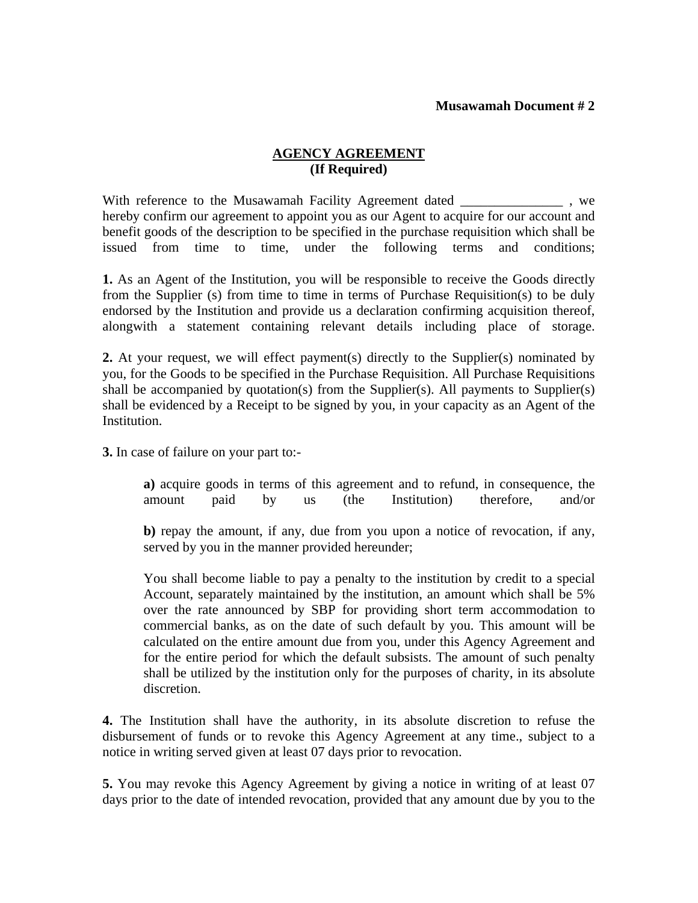**Musawamah Document # 2**

## AGENCY AGREEMENT
**(If Required)**

With reference to the Musawamah Facility Agreement dated _______________ , we hereby confirm our agreement to appoint you as our Agent to acquire for our account and benefit goods of the description to be specified in the purchase requisition which shall be issued from time to time, under the following terms and conditions;

**1.** As an Agent of the Institution, you will be responsible to receive the Goods directly from the Supplier (s) from time to time in terms of Purchase Requisition(s) to be duly endorsed by the Institution and provide us a declaration confirming acquisition thereof, alongwith a statement containing relevant details including place of storage.

**2.** At your request, we will effect payment(s) directly to the Supplier(s) nominated by you, for the Goods to be specified in the Purchase Requisition. All Purchase Requisitions shall be accompanied by quotation(s) from the Supplier(s). All payments to Supplier(s) shall be evidenced by a Receipt to be signed by you, in your capacity as an Agent of the Institution.

**3.** In case of failure on your part to:-

> **a)** acquire goods in terms of this agreement and to refund, in consequence, the amount paid by us (the Institution) therefore, and/or
>
> **b)** repay the amount, if any, due from you upon a notice of revocation, if any, served by you in the manner provided hereunder;
>
> You shall become liable to pay a penalty to the institution by credit to a special Account, separately maintained by the institution, an amount which shall be 5% over the rate announced by SBP for providing short term accommodation to commercial banks, as on the date of such default by you. This amount will be calculated on the entire amount due from you, under this Agency Agreement and for the entire period for which the default subsists. The amount of such penalty shall be utilized by the institution only for the purposes of charity, in its absolute discretion.

**4.** The Institution shall have the authority, in its absolute discretion to refuse the disbursement of funds or to revoke this Agency Agreement at any time., subject to a notice in writing served given at least 07 days prior to revocation.

**5.** You may revoke this Agency Agreement by giving a notice in writing of at least 07 days prior to the date of intended revocation, provided that any amount due by you to the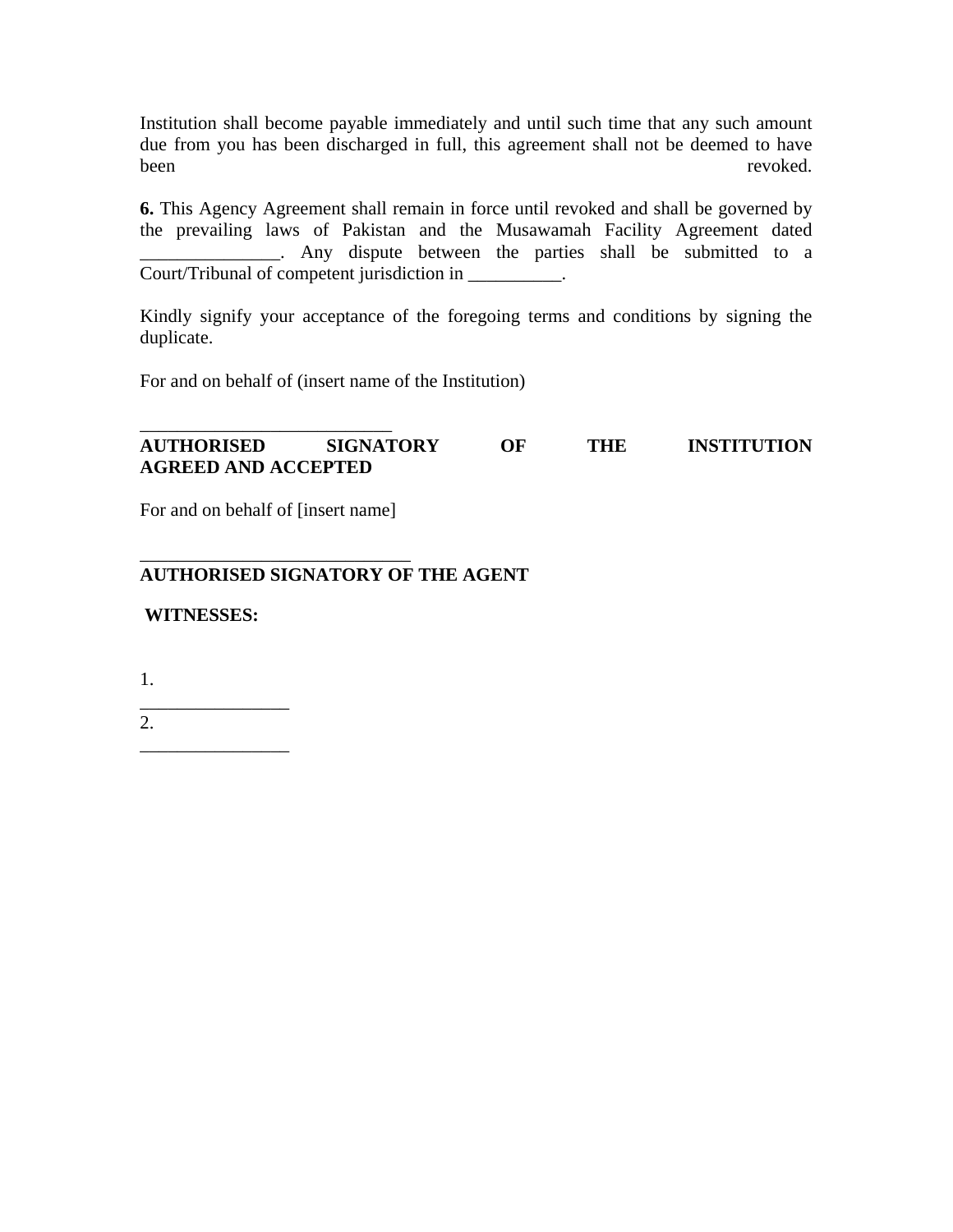Institution shall become payable immediately and until such time that any such amount due from you has been discharged in full, this agreement shall not be deemed to have been revoked.

**6.** This Agency Agreement shall remain in force until revoked and shall be governed by the prevailing laws of Pakistan and the Musawamah Facility Agreement dated _______________. Any dispute between the parties shall be submitted to a Court/Tribunal of competent jurisdiction in __________.

Kindly signify your acceptance of the foregoing terms and conditions by signing the duplicate.

For and on behalf of (insert name of the Institution)

___________________________
**AUTHORISED SIGNATORY OF THE INSTITUTION**
**AGREED AND ACCEPTED**

For and on behalf of [insert name]

_____________________________
**AUTHORISED SIGNATORY OF THE AGENT**

**WITNESSES:**

1. ________________
2. ________________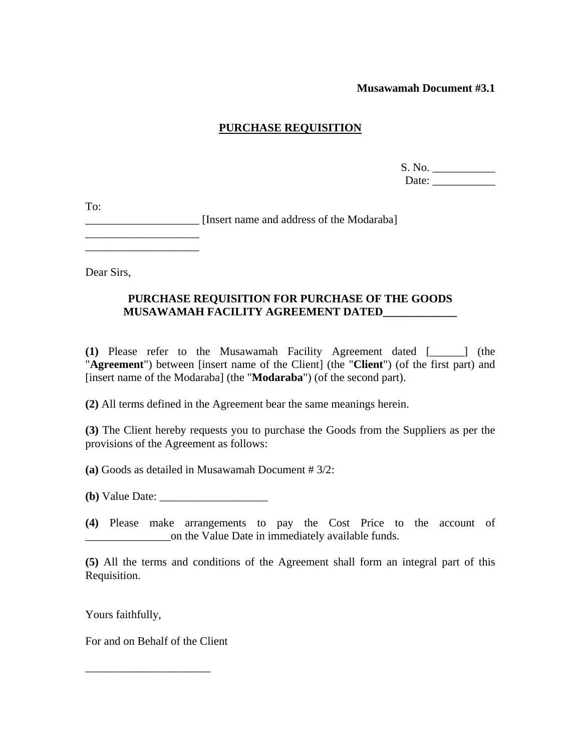**Musawamah Document #3.1**

## PURCHASE REQUISITION

S. No. ___________
Date: ___________

To:
____________________ [Insert name and address of the Modaraba]
____________________
____________________

Dear Sirs,

**PURCHASE REQUISITION FOR PURCHASE OF THE GOODS MUSAWAMAH FACILITY AGREEMENT DATED_____________**

**(1)** Please refer to the Musawamah Facility Agreement dated [______] (the "**Agreement**") between [insert name of the Client] (the "**Client**") (of the first part) and [insert name of the Modaraba] (the "**Modaraba**") (of the second part).

**(2)** All terms defined in the Agreement bear the same meanings herein.

**(3)** The Client hereby requests you to purchase the Goods from the Suppliers as per the provisions of the Agreement as follows:

**(a)** Goods as detailed in Musawamah Document # 3/2:

**(b)** Value Date: ___________________

**(4)** Please make arrangements to pay the Cost Price to the account of _______________on the Value Date in immediately available funds.

**(5)** All the terms and conditions of the Agreement shall form an integral part of this Requisition.

Yours faithfully,

For and on Behalf of the Client

______________________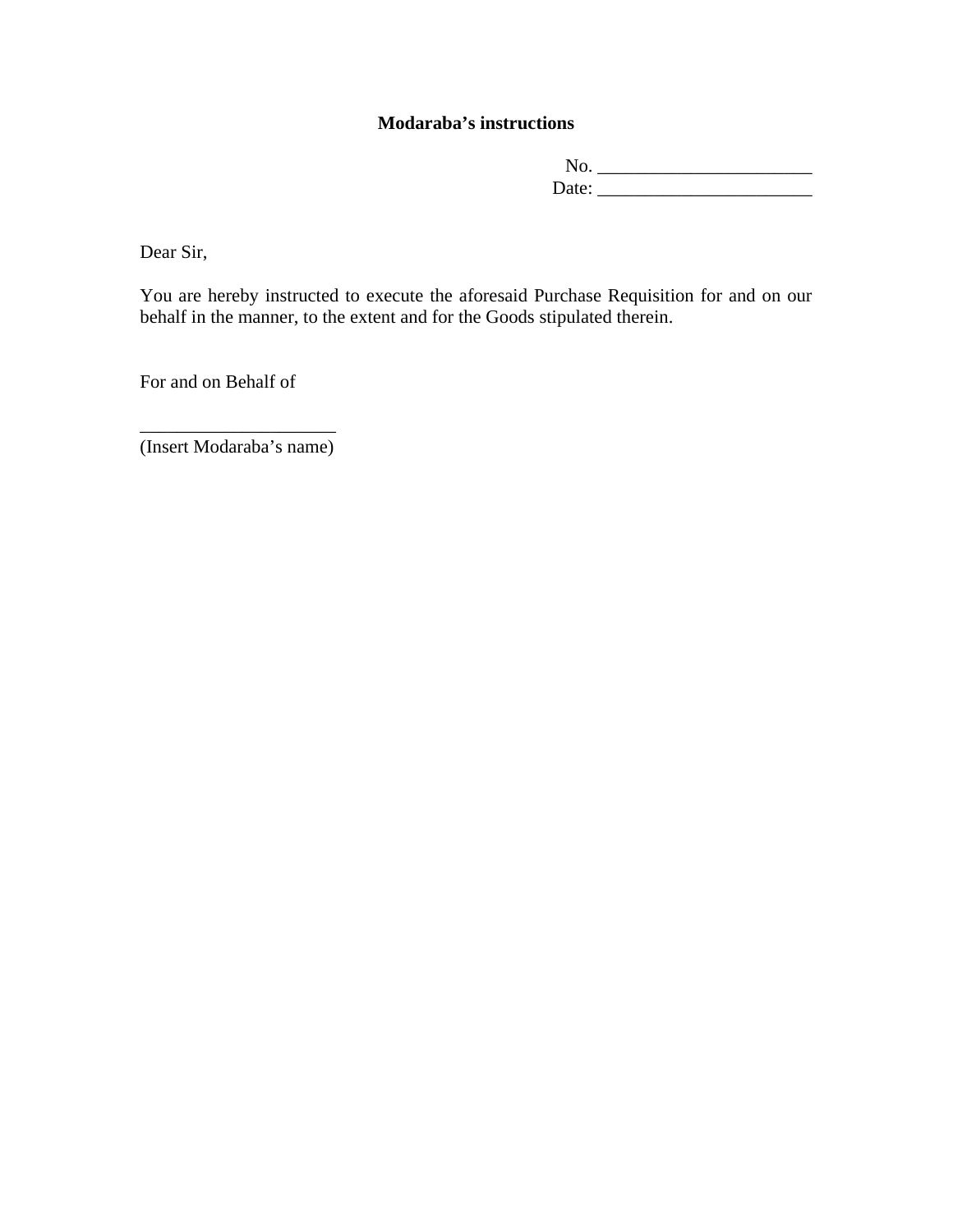**Modaraba's instructions**

No. _______________________
Date: _______________________

Dear Sir,

You are hereby instructed to execute the aforesaid Purchase Requisition for and on our behalf in the manner, to the extent and for the Goods stipulated therein.

For and on Behalf of

_____________________
(Insert Modaraba's name)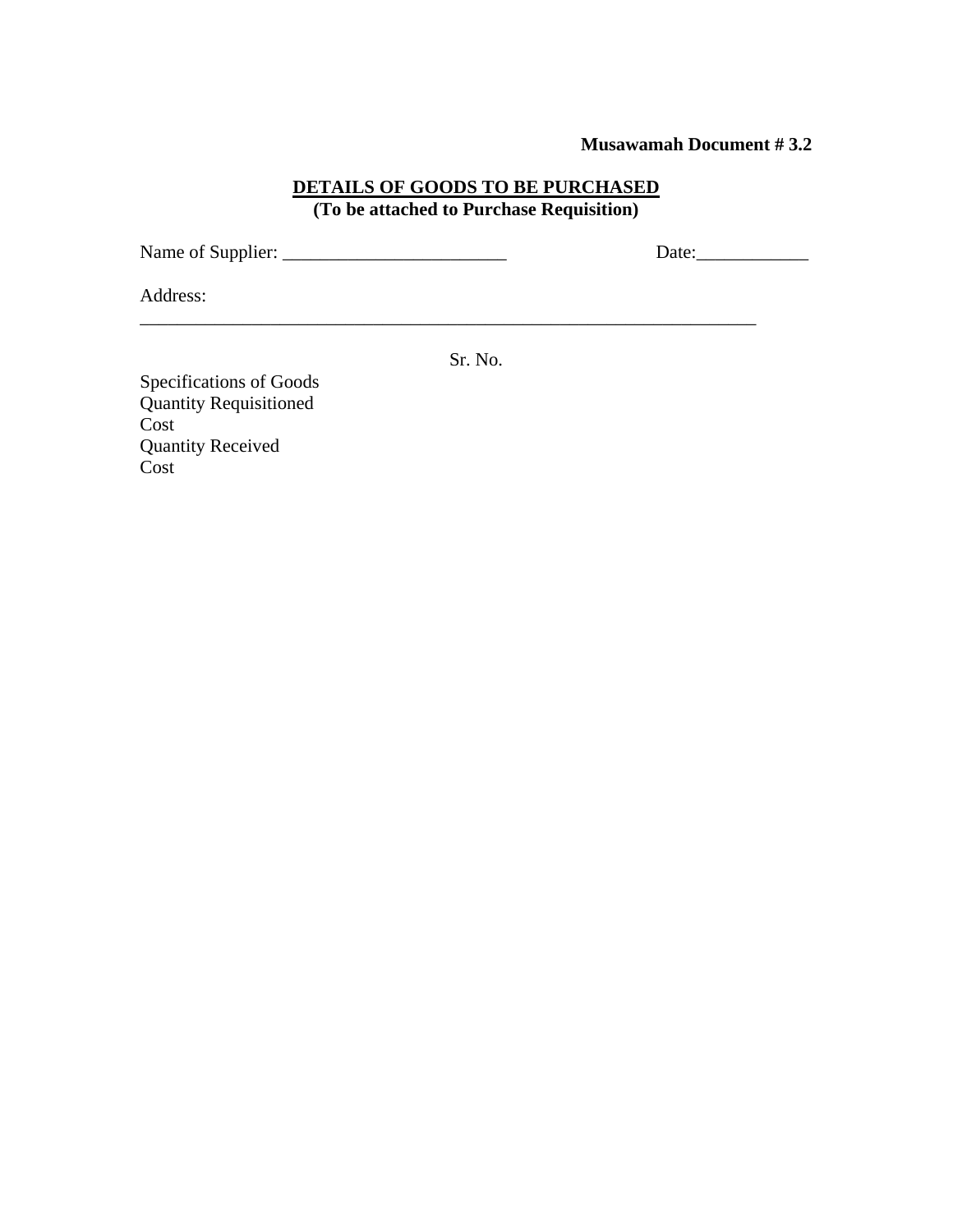**Musawamah Document # 3.2**

**DETAILS OF GOODS TO BE PURCHASED**
**(To be attached to Purchase Requisition)**

Name of Supplier: ________________________ Date:____________

Address:
___________________________________________________________________

Sr. No.

Specifications of Goods
Quantity Requisitioned
Cost
Quantity Received
Cost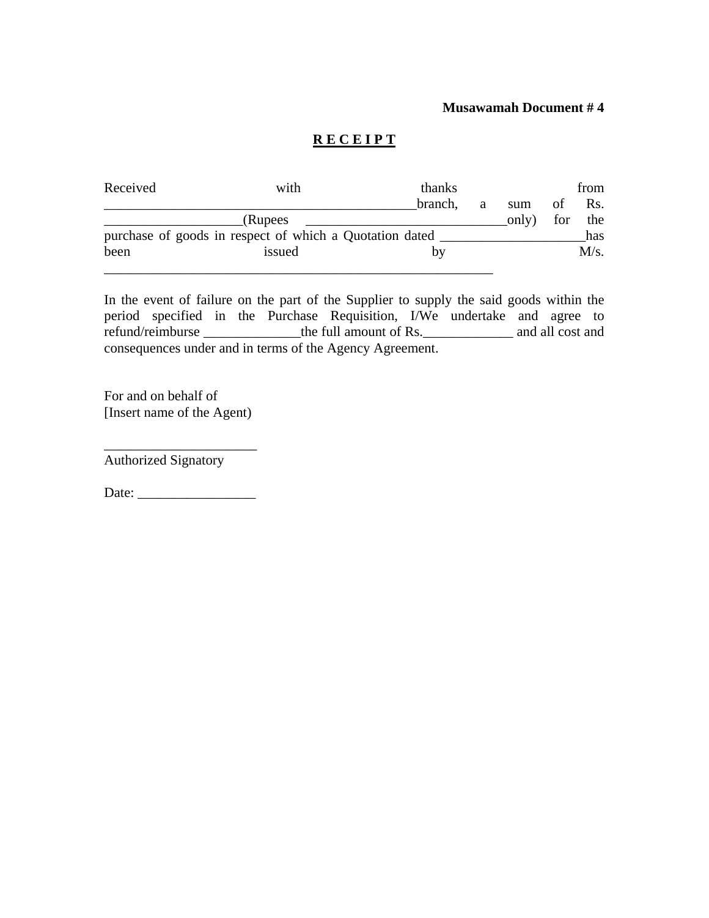**Musawamah Document # 4**

# **R E C E I P T**

Received with thanks from _____________________________________________branch, a sum of Rs. ___________________(Rupees _____________________________only) for the purchase of goods in respect of which a Quotation dated _____________________has been issued by M/s. _________________________________________________________

In the event of failure on the part of the Supplier to supply the said goods within the period specified in the Purchase Requisition, I/We undertake and agree to refund/reimburse ______________the full amount of Rs._____________ and all cost and consequences under and in terms of the Agency Agreement.

For and on behalf of
[Insert name of the Agent)

______________________
Authorized Signatory

Date: _________________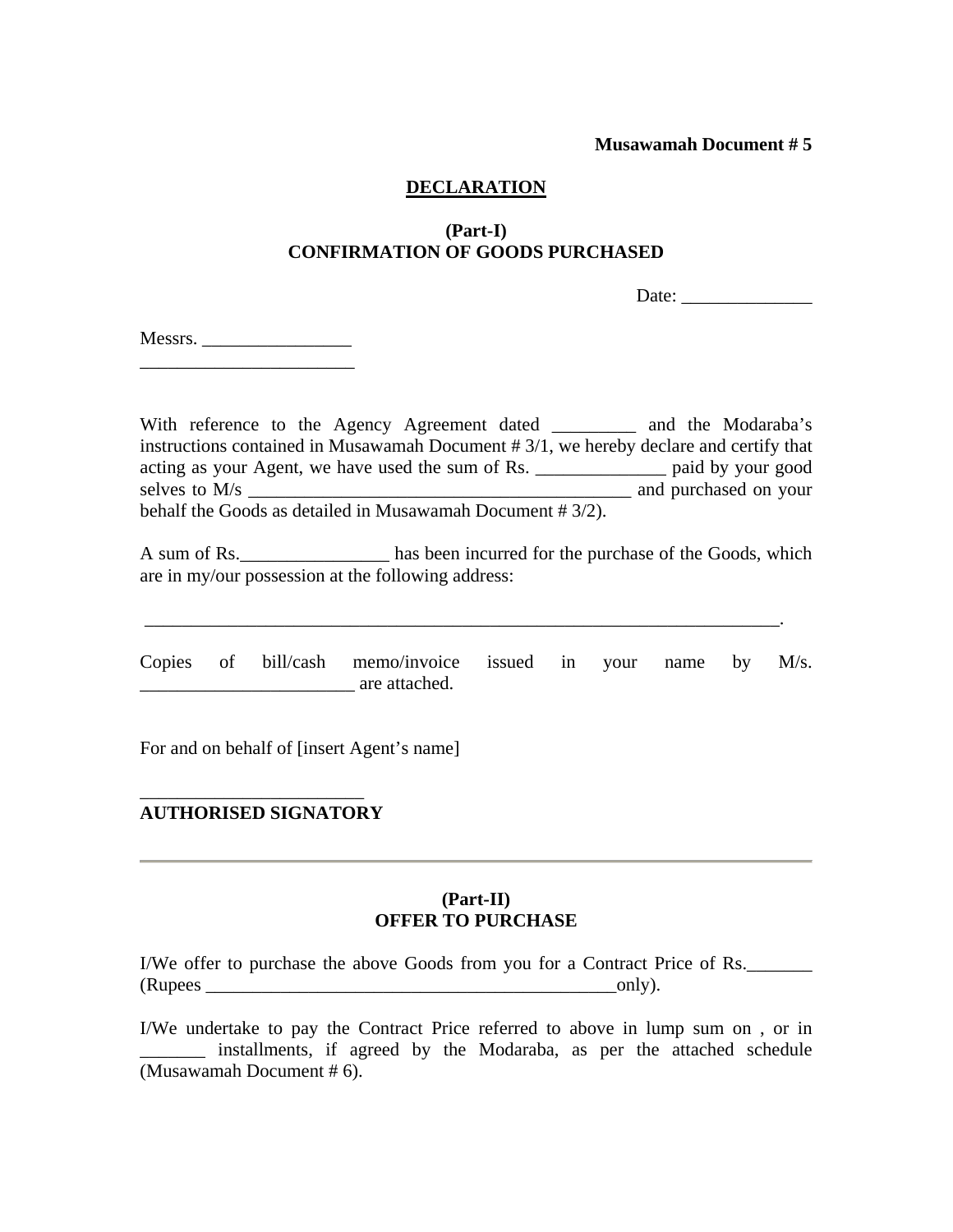**Musawamah Document # 5**

## DECLARATION

### (Part-I)
### CONFIRMATION OF GOODS PURCHASED

Date: ______________

Messrs. ________________
_______________________

With reference to the Agency Agreement dated _________ and the Modaraba's instructions contained in Musawamah Document # 3/1, we hereby declare and certify that acting as your Agent, we have used the sum of Rs. ______________ paid by your good selves to M/s __________________________________________ and purchased on your behalf the Goods as detailed in Musawamah Document # 3/2).

A sum of Rs.________________ has been incurred for the purchase of the Goods, which are in my/our possession at the following address:

_____________________________________________________________________.

Copies of bill/cash memo/invoice issued in your name by M/s. _______________________ are attached.

For and on behalf of [insert Agent's name]

________________________
**AUTHORISED SIGNATORY**

---

### (Part-II)
### OFFER TO PURCHASE

I/We offer to purchase the above Goods from you for a Contract Price of Rs._______ (Rupees _____________________________________________only).

I/We undertake to pay the Contract Price referred to above in lump sum on , or in _______ installments, if agreed by the Modaraba, as per the attached schedule (Musawamah Document # 6).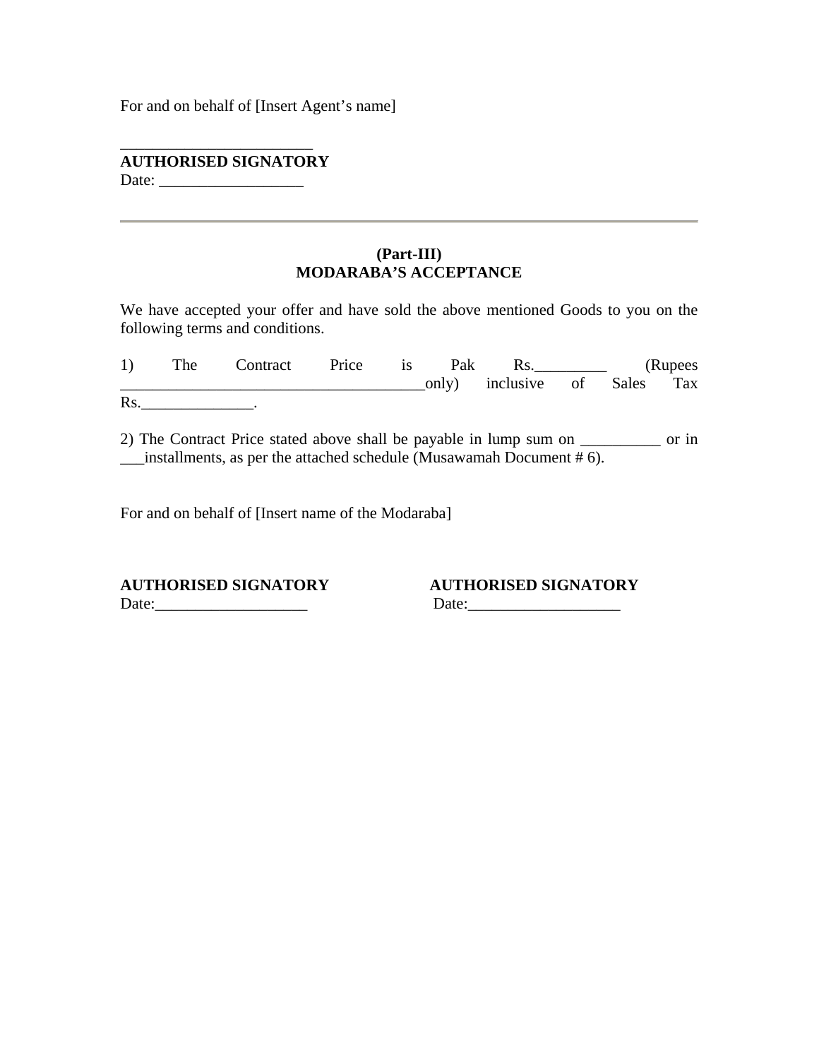For and on behalf of [Insert Agent's name]

________________________
**AUTHORISED SIGNATORY**
Date: __________________

---

**(Part-III)**
**MODARABA'S ACCEPTANCE**

We have accepted your offer and have sold the above mentioned Goods to you on the following terms and conditions.

1) The Contract Price is Pak Rs._________ (Rupees ______________________________________only) inclusive of Sales Tax Rs.______________.

2) The Contract Price stated above shall be payable in lump sum on __________ or in ___installments, as per the attached schedule (Musawamah Document # 6).

For and on behalf of [Insert name of the Modaraba]

**AUTHORISED SIGNATORY**
Date:___________________

**AUTHORISED SIGNATORY**
Date:___________________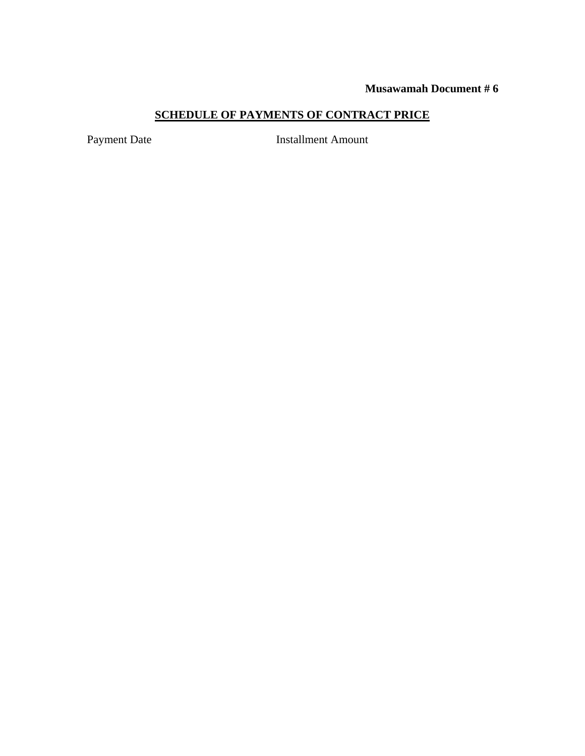**Musawamah Document # 6**

## SCHEDULE OF PAYMENTS OF CONTRACT PRICE

| Payment Date | Installment Amount |
| --- | --- |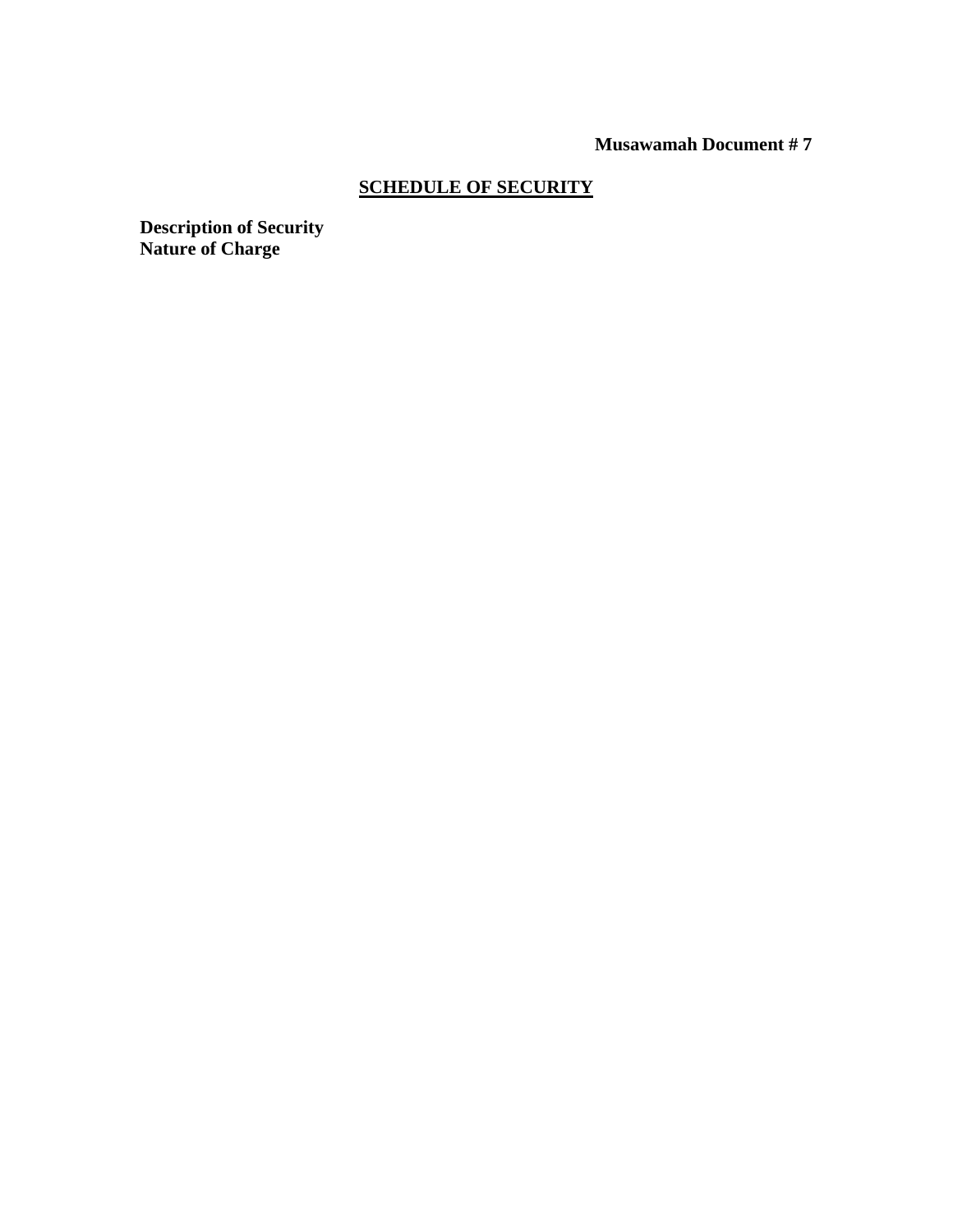**Musawamah Document # 7**

## SCHEDULE OF SECURITY

**Description of Security**
**Nature of Charge**